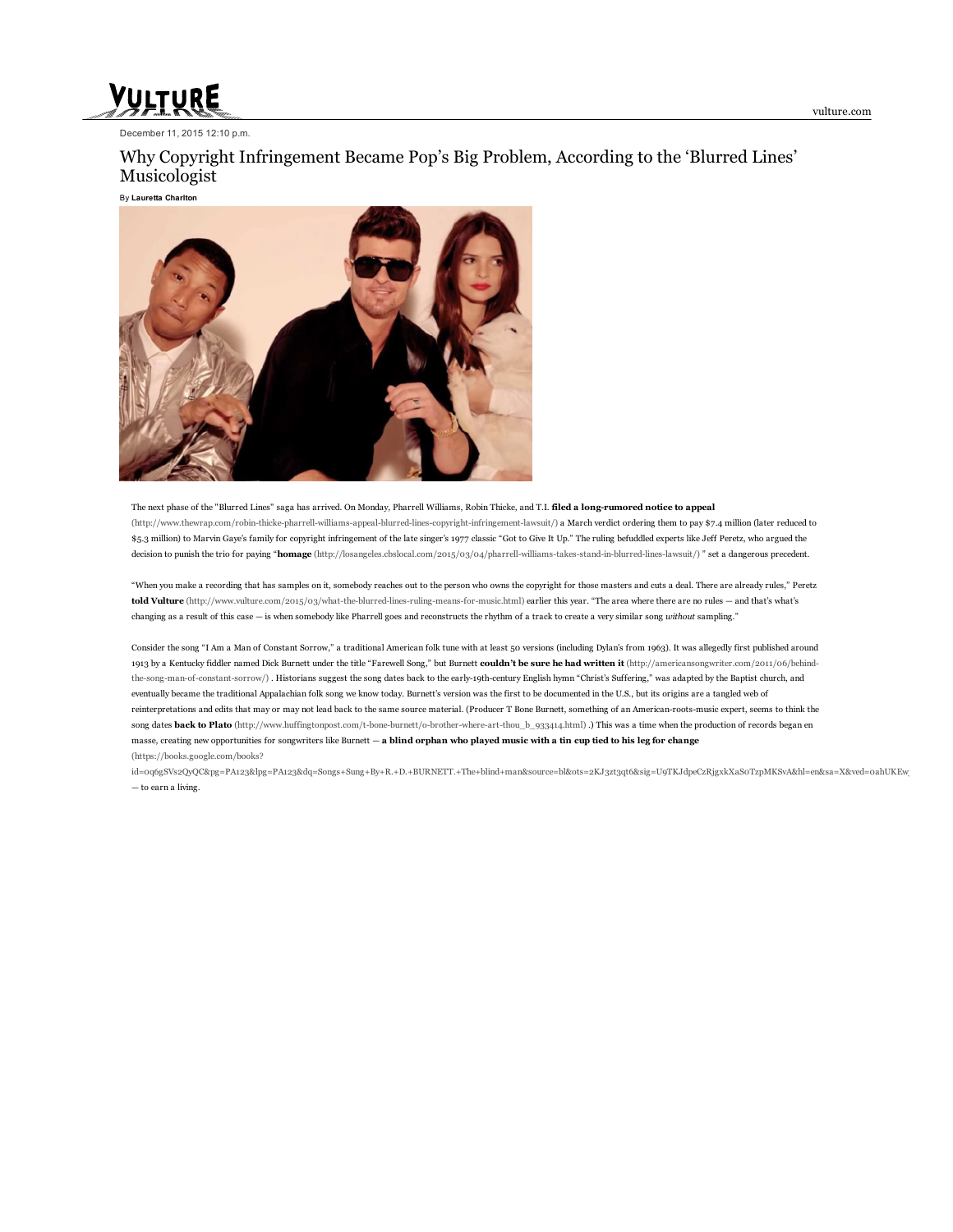December 11, 2015 12:10 p.m.

# Why Copyright Infringement Became Pop's Big Problem, According to the 'Blurred Lines' Musicologist

By **Lauretta Charlton**

The next phase of the "Blurred Lines" saga has arrived. On Monday, Pharrell Williams, Robin Thicke, and T.I. **filed a long-rumored notice to appeal** (http://www.thewrap.com/robin-thicke-pharrell-williams-appeal-blurred-lines-copyright-infringement-lawsuit/) a March verdict ordering them to pay $7.4 million (later reduced to $5.3 million) to Marvin Gaye's family for copyright infringement of the late singer's 1977 classic "Got to Give It Up." The ruling befuddled experts like Jeff Peretz, who argued the decision to punish the trio for paying "**homage** (http://losangeles.cbslocal.com/2015/03/04/pharrell-williams-takes-stand-in-blurred-lines-lawsuit/) " set a dangerous precedent.

"When you make a recording that has samples on it, somebody reaches out to the person who owns the copyright for those masters and cuts a deal. There are already rules," Peretz **told Vulture** (http://www.vulture.com/2015/03/what-the-blurred-lines-ruling-means-for-music.html) earlier this year. "The area where there are no rules — and that's what's changing as a result of this case — is when somebody like Pharrell goes and reconstructs the rhythm of a track to create a very similar song *without* sampling."

Consider the song "I Am a Man of Constant Sorrow," a traditional American folk tune with at least 50 versions (including Dylan's from 1963). It was allegedly first published around 1913 by a Kentucky fiddler named Dick Burnett under the title "Farewell Song," but Burnett **couldn't be sure he had written it** (http://americansongwriter.com/2011/06/behind-the-song-man-of-constant-sorrow/) . Historians suggest the song dates back to the early-19th-century English hymn "Christ's Suffering," was adapted by the Baptist church, and eventually became the traditional Appalachian folk song we know today. Burnett's version was the first to be documented in the U.S., but its origins are a tangled web of reinterpretations and edits that may or may not lead back to the same source material. (Producer T Bone Burnett, something of an American-roots-music expert, seems to think the song dates **back to Plato** (http://www.huffingtonpost.com/t-bone-burnett/o-brother-where-art-thou_b_933414.html) .) This was a time when the production of records began en masse, creating new opportunities for songwriters like Burnett — **a blind orphan who played music with a tin cup tied to his leg for change** (https://books.google.com/books?id=0q6gSVs2QyQC&pg=PA123&lpg=PA123&dq=Songs+Sung+By+R.+D.+BURNETT.+The+blind+man&source=bl&ots=2KJ3zt3qt6&sig=U9TKJdpeCzRjgxkXaS0TzpMKSvA&hl=en&sa=X&ved=0ahUKEw — to earn a living.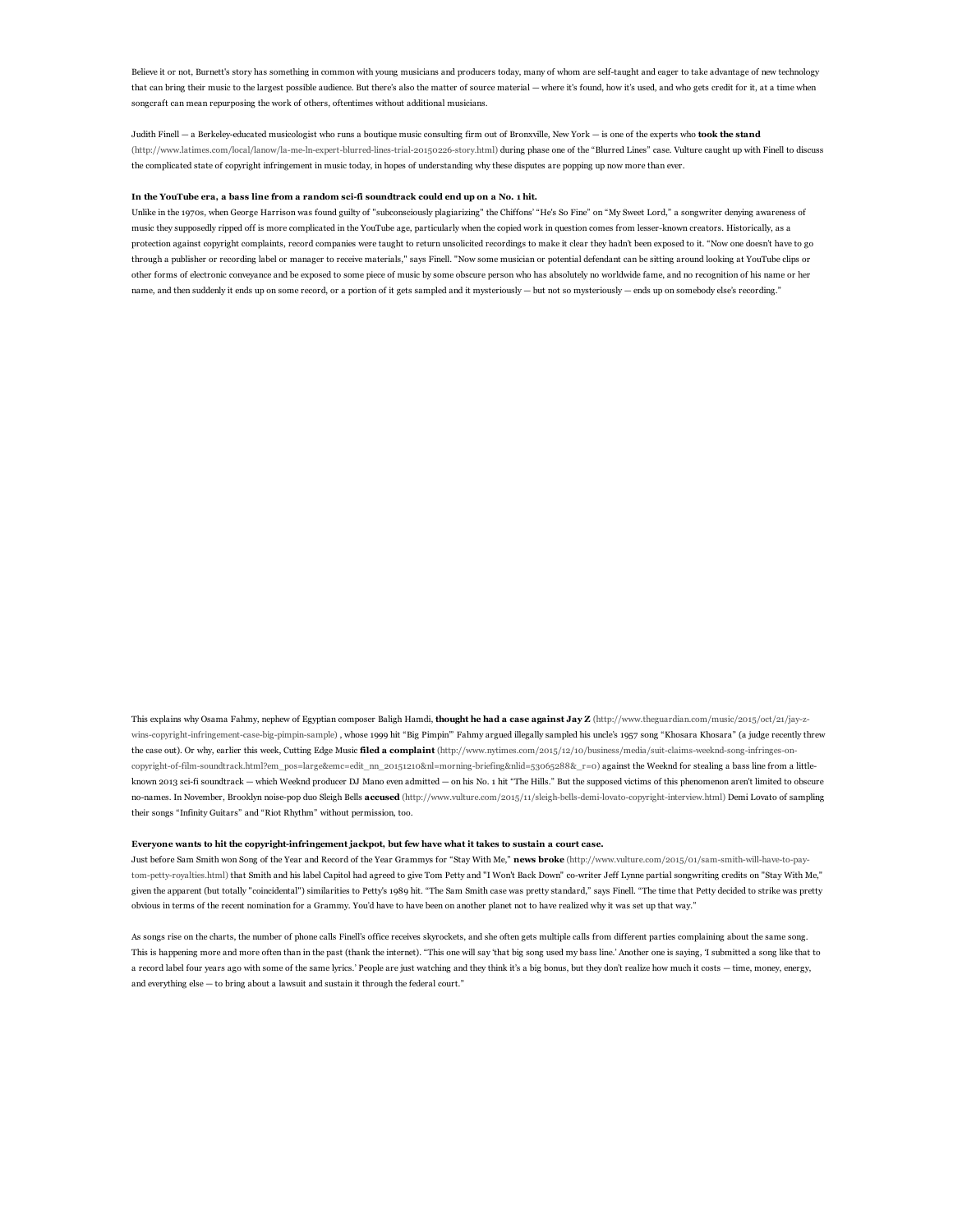Believe it or not, Burnett's story has something in common with young musicians and producers today, many of whom are self-taught and eager to take advantage of new technology that can bring their music to the largest possible audience. But there's also the matter of source material — where it's found, how it's used, and who gets credit for it, at a time when songcraft can mean repurposing the work of others, oftentimes without additional musicians.

Judith Finell — a Berkeley-educated musicologist who runs a boutique music consulting firm out of Bronxville, New York — is one of the experts who **took the stand** (http://www.latimes.com/local/lanow/la-me-ln-expert-blurred-lines-trial-20150226-story.html) during phase one of the "Blurred Lines" case. Vulture caught up with Finell to discuss the complicated state of copyright infringement in music today, in hopes of understanding why these disputes are popping up now more than ever.

**In the YouTube era, a bass line from a random sci-fi soundtrack could end up on a No. 1 hit.**

Unlike in the 1970s, when George Harrison was found guilty of "subconsciously plagiarizing" the Chiffons' "He's So Fine" on "My Sweet Lord," a songwriter denying awareness of music they supposedly ripped off is more complicated in the YouTube age, particularly when the copied work in question comes from lesser-known creators. Historically, as a protection against copyright complaints, record companies were taught to return unsolicited recordings to make it clear they hadn't been exposed to it. "Now one doesn't have to go through a publisher or recording label or manager to receive materials," says Finell. "Now some musician or potential defendant can be sitting around looking at YouTube clips or other forms of electronic conveyance and be exposed to some piece of music by some obscure person who has absolutely no worldwide fame, and no recognition of his name or her name, and then suddenly it ends up on some record, or a portion of it gets sampled and it mysteriously — but not so mysteriously — ends up on somebody else's recording."

This explains why Osama Fahmy, nephew of Egyptian composer Baligh Hamdi, **thought he had a case against Jay Z** (http://www.theguardian.com/music/2015/oct/21/jay-z-wins-copyright-infringement-case-big-pimpin-sample) , whose 1999 hit "Big Pimpin'" Fahmy argued illegally sampled his uncle's 1957 song "Khosara Khosara" (a judge recently threw the case out). Or why, earlier this week, Cutting Edge Music **filed a complaint** (http://www.nytimes.com/2015/12/10/business/media/suit-claims-weeknd-song-infringes-on-copyright-of-film-soundtrack.html?em_pos=large&emc=edit_nn_20151210&nl=morning-briefing&nlid=53065288&_r=0) against the Weeknd for stealing a bass line from a little-known 2013 sci-fi soundtrack — which Weeknd producer DJ Mano even admitted — on his No. 1 hit "The Hills." But the supposed victims of this phenomenon aren't limited to obscure no-names. In November, Brooklyn noise-pop duo Sleigh Bells **accused** (http://www.vulture.com/2015/11/sleigh-bells-demi-lovato-copyright-interview.html) Demi Lovato of sampling their songs "Infinity Guitars" and "Riot Rhythm" without permission, too.

**Everyone wants to hit the copyright-infringement jackpot, but few have what it takes to sustain a court case.**

Just before Sam Smith won Song of the Year and Record of the Year Grammys for "Stay With Me," **news broke** (http://www.vulture.com/2015/01/sam-smith-will-have-to-pay-tom-petty-royalties.html) that Smith and his label Capitol had agreed to give Tom Petty and "I Won't Back Down" co-writer Jeff Lynne partial songwriting credits on "Stay With Me," given the apparent (but totally "coincidental") similarities to Petty's 1989 hit. "The Sam Smith case was pretty standard," says Finell. "The time that Petty decided to strike was pretty obvious in terms of the recent nomination for a Grammy. You'd have to have been on another planet not to have realized why it was set up that way."

As songs rise on the charts, the number of phone calls Finell's office receives skyrockets, and she often gets multiple calls from different parties complaining about the same song. This is happening more and more often than in the past (thank the internet). "This one will say 'that big song used my bass line.' Another one is saying, 'I submitted a song like that to a record label four years ago with some of the same lyrics.' People are just watching and they think it's a big bonus, but they don't realize how much it costs — time, money, energy, and everything else — to bring about a lawsuit and sustain it through the federal court."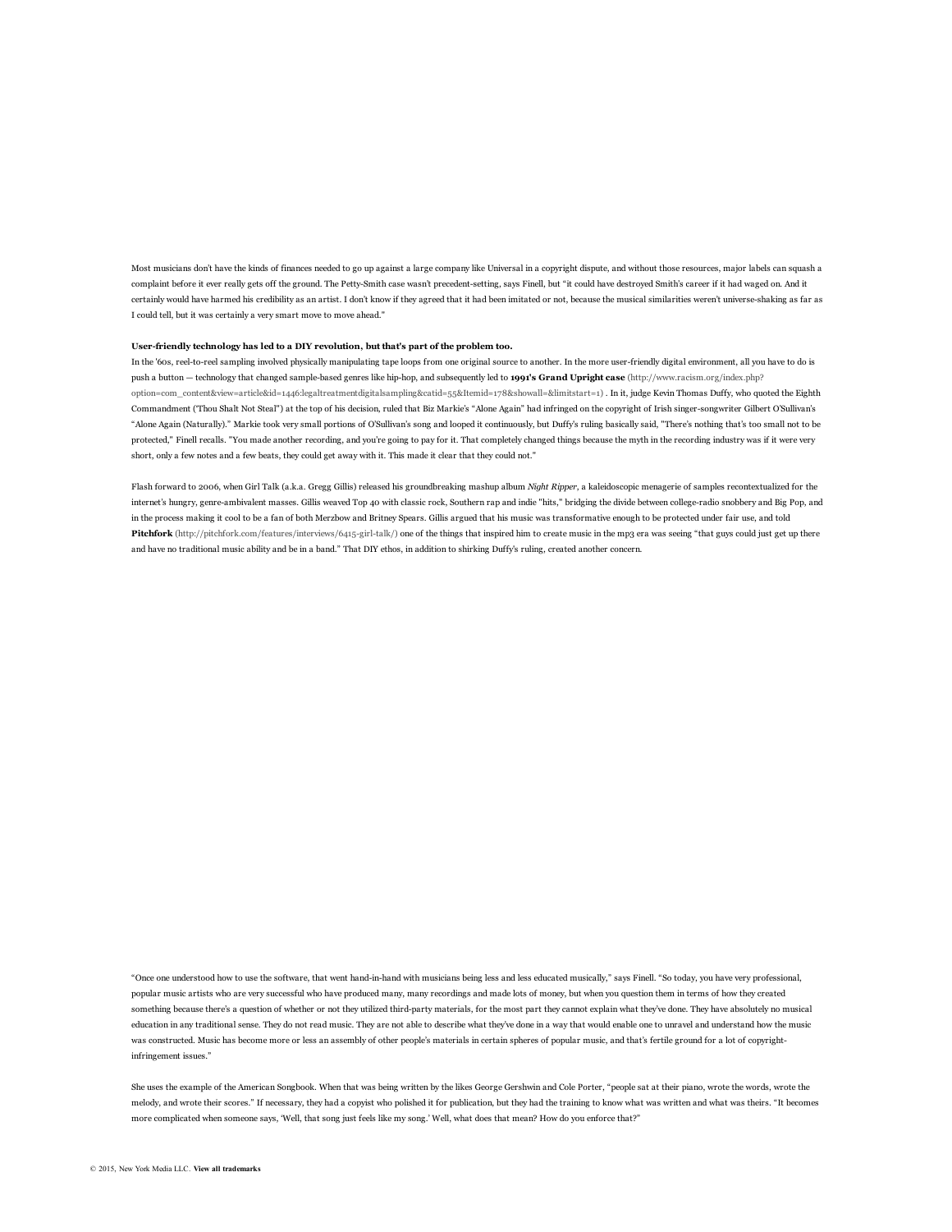Most musicians don't have the kinds of finances needed to go up against a large company like Universal in a copyright dispute, and without those resources, major labels can squash a complaint before it ever really gets off the ground. The Petty-Smith case wasn't precedent-setting, says Finell, but "it could have destroyed Smith's career if it had waged on. And it certainly would have harmed his credibility as an artist. I don't know if they agreed that it had been imitated or not, because the musical similarities weren't universe-shaking as far as I could tell, but it was certainly a very smart move to move ahead."

**User-friendly technology has led to a DIY revolution, but that's part of the problem too.**

In the '60s, reel-to-reel sampling involved physically manipulating tape loops from one original source to another. In the more user-friendly digital environment, all you have to do is push a button — technology that changed sample-based genres like hip-hop, and subsequently led to **1991's Grand Upright case** (http://www.racism.org/index.php?option=com_content&view=article&id=1446:legaltreatmentdigitalsampling&catid=55&Itemid=178&showall=&limitstart=1) . In it, judge Kevin Thomas Duffy, who quoted the Eighth Commandment ("Thou Shalt Not Steal") at the top of his decision, ruled that Biz Markie's "Alone Again" had infringed on the copyright of Irish singer-songwriter Gilbert O'Sullivan's "Alone Again (Naturally)." Markie took very small portions of O'Sullivan's song and looped it continuously, but Duffy's ruling basically said, "There's nothing that's too small not to be protected," Finell recalls. "You made another recording, and you're going to pay for it. That completely changed things because the myth in the recording industry was if it were very short, only a few notes and a few beats, they could get away with it. This made it clear that they could not."

Flash forward to 2006, when Girl Talk (a.k.a. Gregg Gillis) released his groundbreaking mashup album *Night Ripper*, a kaleidoscopic menagerie of samples recontextualized for the internet's hungry, genre-ambivalent masses. Gillis weaved Top 40 with classic rock, Southern rap and indie "hits," bridging the divide between college-radio snobbery and Big Pop, and in the process making it cool to be a fan of both Merzbow and Britney Spears. Gillis argued that his music was transformative enough to be protected under fair use, and told **Pitchfork** (http://pitchfork.com/features/interviews/6415-girl-talk/) one of the things that inspired him to create music in the mp3 era was seeing "that guys could just get up there and have no traditional music ability and be in a band." That DIY ethos, in addition to shirking Duffy's ruling, created another concern.

"Once one understood how to use the software, that went hand-in-hand with musicians being less and less educated musically," says Finell. "So today, you have very professional, popular music artists who are very successful who have produced many, many recordings and made lots of money, but when you question them in terms of how they created something because there's a question of whether or not they utilized third-party materials, for the most part they cannot explain what they've done. They have absolutely no musical education in any traditional sense. They do not read music. They are not able to describe what they've done in a way that would enable one to unravel and understand how the music was constructed. Music has become more or less an assembly of other people's materials in certain spheres of popular music, and that's fertile ground for a lot of copyright-infringement issues."

She uses the example of the American Songbook. When that was being written by the likes George Gershwin and Cole Porter, "people sat at their piano, wrote the words, wrote the melody, and wrote their scores." If necessary, they had a copyist who polished it for publication, but they had the training to know what was written and what was theirs. "It becomes more complicated when someone says, 'Well, that song just feels like my song.' Well, what does that mean? How do you enforce that?"